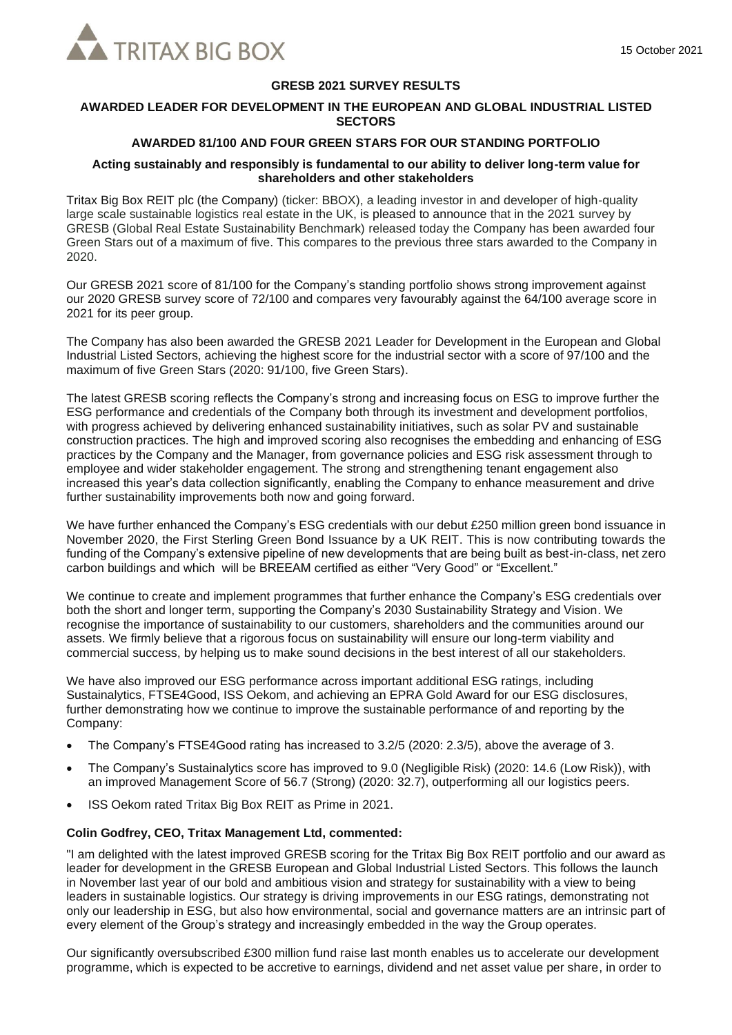15 October 2021

# GRESB 2021 SURVEY RESULTS

## AWARDED LEADER FOR DEVELOPMENT IN THE EUROPEAN AND GLOBAL INDUSTRIAL LISTED SECTORS

## AWARDED 81/100 AND FOUR GREEN STARS FOR OUR STANDING PORTFOLIO

**Acting sustainably and responsibly is fundamental to our ability to deliver long-term value for shareholders and other stakeholders**

Tritax Big Box REIT plc (the Company) (ticker: BBOX), a leading investor in and developer of high-quality large scale sustainable logistics real estate in the UK, is pleased to announce that in the 2021 survey by GRESB (Global Real Estate Sustainability Benchmark) released today the Company has been awarded four Green Stars out of a maximum of five. This compares to the previous three stars awarded to the Company in 2020.

Our GRESB 2021 score of 81/100 for the Company's standing portfolio shows strong improvement against our 2020 GRESB survey score of 72/100 and compares very favourably against the 64/100 average score in 2021 for its peer group.

The Company has also been awarded the GRESB 2021 Leader for Development in the European and Global Industrial Listed Sectors, achieving the highest score for the industrial sector with a score of 97/100 and the maximum of five Green Stars (2020: 91/100, five Green Stars).

The latest GRESB scoring reflects the Company's strong and increasing focus on ESG to improve further the ESG performance and credentials of the Company both through its investment and development portfolios, with progress achieved by delivering enhanced sustainability initiatives, such as solar PV and sustainable construction practices. The high and improved scoring also recognises the embedding and enhancing of ESG practices by the Company and the Manager, from governance policies and ESG risk assessment through to employee and wider stakeholder engagement. The strong and strengthening tenant engagement also increased this year's data collection significantly, enabling the Company to enhance measurement and drive further sustainability improvements both now and going forward.

We have further enhanced the Company's ESG credentials with our debut £250 million green bond issuance in November 2020, the First Sterling Green Bond Issuance by a UK REIT. This is now contributing towards the funding of the Company's extensive pipeline of new developments that are being built as best-in-class, net zero carbon buildings and which will be BREEAM certified as either "Very Good" or "Excellent."

We continue to create and implement programmes that further enhance the Company's ESG credentials over both the short and longer term, supporting the Company's 2030 Sustainability Strategy and Vision. We recognise the importance of sustainability to our customers, shareholders and the communities around our assets. We firmly believe that a rigorous focus on sustainability will ensure our long-term viability and commercial success, by helping us to make sound decisions in the best interest of all our stakeholders.

We have also improved our ESG performance across important additional ESG ratings, including Sustainalytics, FTSE4Good, ISS Oekom, and achieving an EPRA Gold Award for our ESG disclosures, further demonstrating how we continue to improve the sustainable performance of and reporting by the Company:

- The Company's FTSE4Good rating has increased to 3.2/5 (2020: 2.3/5), above the average of 3.
- The Company's Sustainalytics score has improved to 9.0 (Negligible Risk) (2020: 14.6 (Low Risk)), with an improved Management Score of 56.7 (Strong) (2020: 32.7), outperforming all our logistics peers.
- ISS Oekom rated Tritax Big Box REIT as Prime in 2021.

**Colin Godfrey, CEO, Tritax Management Ltd, commented:**

"I am delighted with the latest improved GRESB scoring for the Tritax Big Box REIT portfolio and our award as leader for development in the GRESB European and Global Industrial Listed Sectors. This follows the launch in November last year of our bold and ambitious vision and strategy for sustainability with a view to being leaders in sustainable logistics. Our strategy is driving improvements in our ESG ratings, demonstrating not only our leadership in ESG, but also how environmental, social and governance matters are an intrinsic part of every element of the Group's strategy and increasingly embedded in the way the Group operates.

Our significantly oversubscribed £300 million fund raise last month enables us to accelerate our development programme, which is expected to be accretive to earnings, dividend and net asset value per share, in order to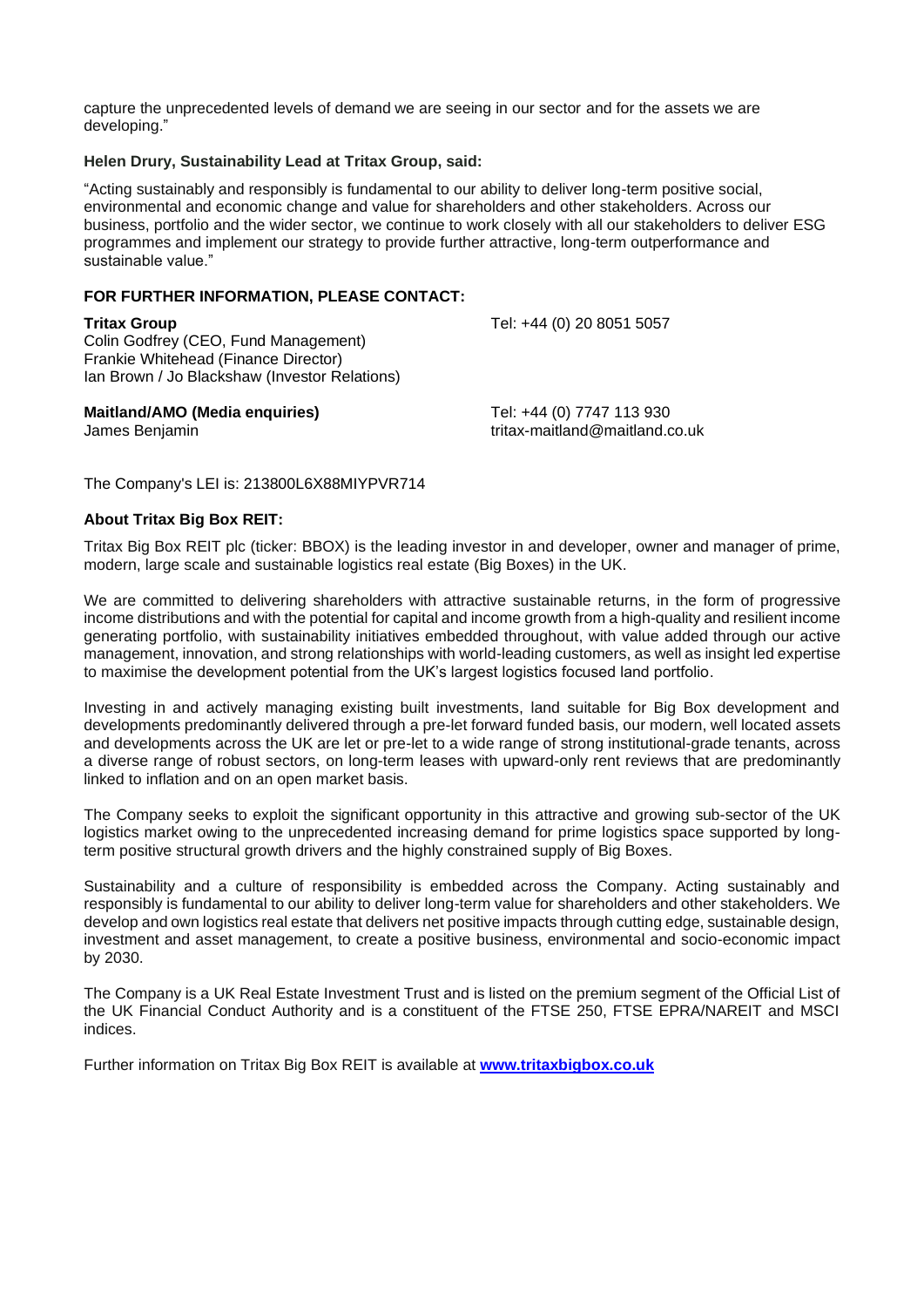capture the unprecedented levels of demand we are seeing in our sector and for the assets we are developing."

**Helen Drury, Sustainability Lead at Tritax Group, said:**

"Acting sustainably and responsibly is fundamental to our ability to deliver long-term positive social, environmental and economic change and value for shareholders and other stakeholders. Across our business, portfolio and the wider sector, we continue to work closely with all our stakeholders to deliver ESG programmes and implement our strategy to provide further attractive, long-term outperformance and sustainable value."

**FOR FURTHER INFORMATION, PLEASE CONTACT:**

**Tritax Group** Tel: +44 (0) 20 8051 5057
Colin Godfrey (CEO, Fund Management)
Frankie Whitehead (Finance Director)
Ian Brown / Jo Blackshaw (Investor Relations)

**Maitland/AMO (Media enquiries)** Tel: +44 (0) 7747 113 930
James Benjamin tritax-maitland@maitland.co.uk

The Company's LEI is: 213800L6X88MIYPVR714

**About Tritax Big Box REIT:**

Tritax Big Box REIT plc (ticker: BBOX) is the leading investor in and developer, owner and manager of prime, modern, large scale and sustainable logistics real estate (Big Boxes) in the UK.

We are committed to delivering shareholders with attractive sustainable returns, in the form of progressive income distributions and with the potential for capital and income growth from a high-quality and resilient income generating portfolio, with sustainability initiatives embedded throughout, with value added through our active management, innovation, and strong relationships with world-leading customers, as well as insight led expertise to maximise the development potential from the UK's largest logistics focused land portfolio.

Investing in and actively managing existing built investments, land suitable for Big Box development and developments predominantly delivered through a pre-let forward funded basis, our modern, well located assets and developments across the UK are let or pre-let to a wide range of strong institutional-grade tenants, across a diverse range of robust sectors, on long-term leases with upward-only rent reviews that are predominantly linked to inflation and on an open market basis.

The Company seeks to exploit the significant opportunity in this attractive and growing sub-sector of the UK logistics market owing to the unprecedented increasing demand for prime logistics space supported by long-term positive structural growth drivers and the highly constrained supply of Big Boxes.

Sustainability and a culture of responsibility is embedded across the Company. Acting sustainably and responsibly is fundamental to our ability to deliver long-term value for shareholders and other stakeholders. We develop and own logistics real estate that delivers net positive impacts through cutting edge, sustainable design, investment and asset management, to create a positive business, environmental and socio-economic impact by 2030.

The Company is a UK Real Estate Investment Trust and is listed on the premium segment of the Official List of the UK Financial Conduct Authority and is a constituent of the FTSE 250, FTSE EPRA/NAREIT and MSCI indices.

Further information on Tritax Big Box REIT is available at **[www.tritaxbigbox.co.uk](http://www.tritaxbigbox.co.uk)**